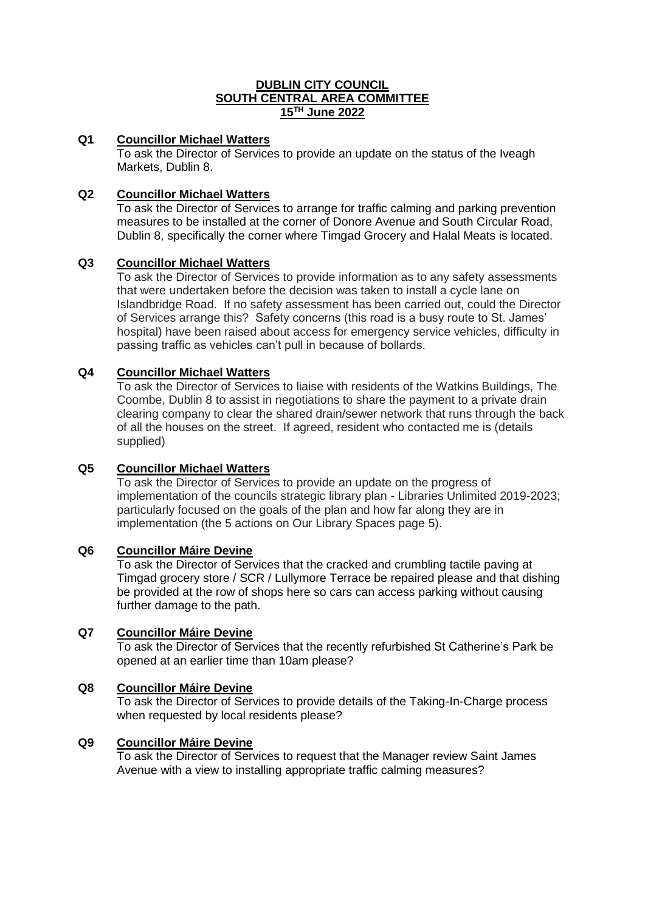# DUBLIN CITY COUNCIL
## SOUTH CENTRAL AREA COMMITTEE
### 15TH June 2022

**Q1 Councillor Michael Watters**

To ask the Director of Services to provide an update on the status of the Iveagh Markets, Dublin 8.

**Q2 Councillor Michael Watters**

To ask the Director of Services to arrange for traffic calming and parking prevention measures to be installed at the corner of Donore Avenue and South Circular Road, Dublin 8, specifically the corner where Timgad Grocery and Halal Meats is located.

**Q3 Councillor Michael Watters**

To ask the Director of Services to provide information as to any safety assessments that were undertaken before the decision was taken to install a cycle lane on Islandbridge Road. If no safety assessment has been carried out, could the Director of Services arrange this? Safety concerns (this road is a busy route to St. James' hospital) have been raised about access for emergency service vehicles, difficulty in passing traffic as vehicles can't pull in because of bollards.

**Q4 Councillor Michael Watters**

To ask the Director of Services to liaise with residents of the Watkins Buildings, The Coombe, Dublin 8 to assist in negotiations to share the payment to a private drain clearing company to clear the shared drain/sewer network that runs through the back of all the houses on the street. If agreed, resident who contacted me is (details supplied)

**Q5 Councillor Michael Watters**

To ask the Director of Services to provide an update on the progress of implementation of the councils strategic library plan - Libraries Unlimited 2019-2023; particularly focused on the goals of the plan and how far along they are in implementation (the 5 actions on Our Library Spaces page 5).

**Q6 Councillor Máire Devine**

To ask the Director of Services that the cracked and crumbling tactile paving at Timgad grocery store / SCR / Lullymore Terrace be repaired please and that dishing be provided at the row of shops here so cars can access parking without causing further damage to the path.

**Q7 Councillor Máire Devine**

To ask the Director of Services that the recently refurbished St Catherine's Park be opened at an earlier time than 10am please?

**Q8 Councillor Máire Devine**

To ask the Director of Services to provide details of the Taking-In-Charge process when requested by local residents please?

**Q9 Councillor Máire Devine**

To ask the Director of Services to request that the Manager review Saint James Avenue with a view to installing appropriate traffic calming measures?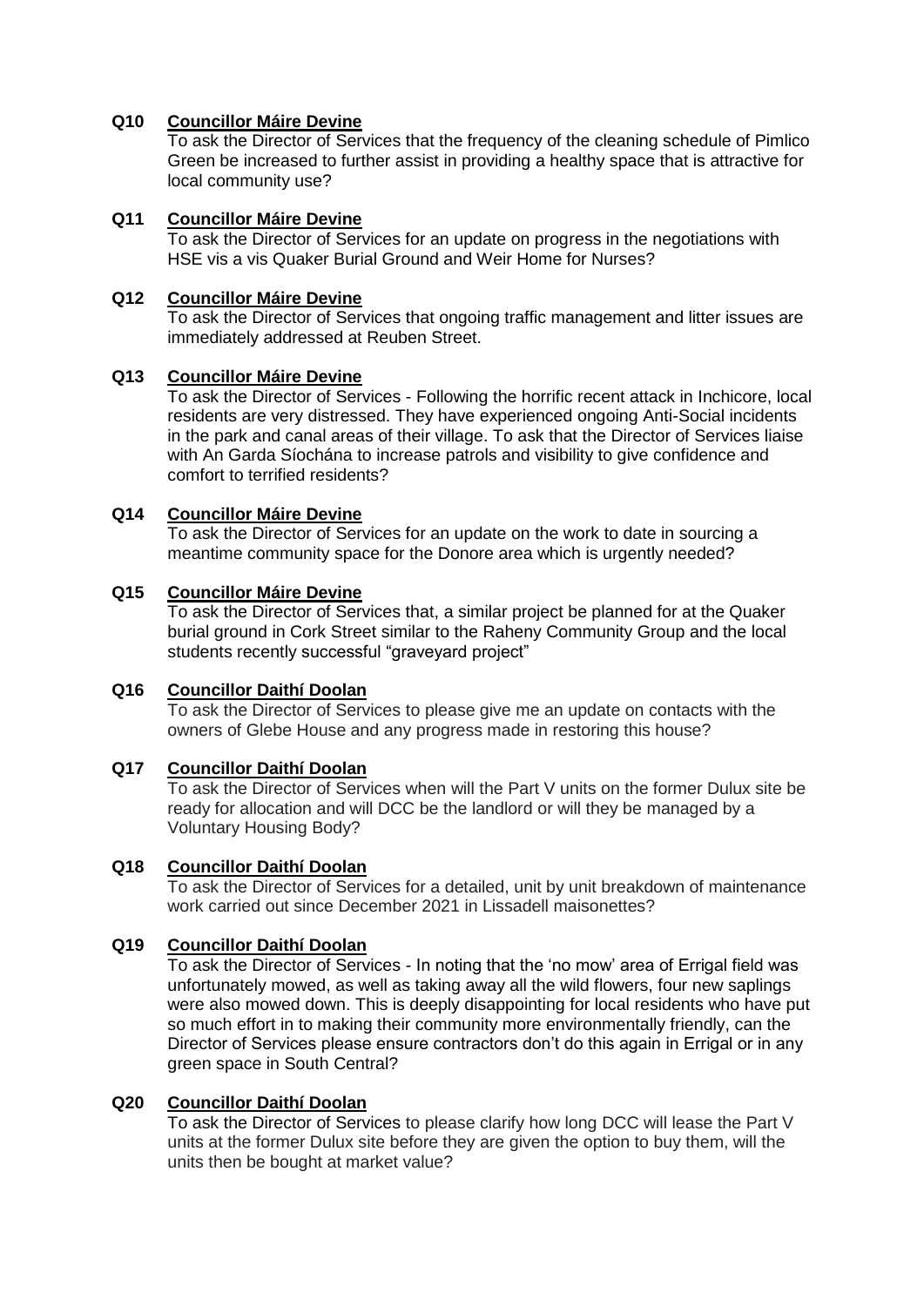**Q10 Councillor Máire Devine**

To ask the Director of Services that the frequency of the cleaning schedule of Pimlico Green be increased to further assist in providing a healthy space that is attractive for local community use?

**Q11 Councillor Máire Devine**

To ask the Director of Services for an update on progress in the negotiations with HSE vis a vis Quaker Burial Ground and Weir Home for Nurses?

**Q12 Councillor Máire Devine**

To ask the Director of Services that ongoing traffic management and litter issues are immediately addressed at Reuben Street.

**Q13 Councillor Máire Devine**

To ask the Director of Services - Following the horrific recent attack in Inchicore, local residents are very distressed. They have experienced ongoing Anti-Social incidents in the park and canal areas of their village. To ask that the Director of Services liaise with An Garda Síochána to increase patrols and visibility to give confidence and comfort to terrified residents?

**Q14 Councillor Máire Devine**

To ask the Director of Services for an update on the work to date in sourcing a meantime community space for the Donore area which is urgently needed?

**Q15 Councillor Máire Devine**

To ask the Director of Services that, a similar project be planned for at the Quaker burial ground in Cork Street similar to the Raheny Community Group and the local students recently successful "graveyard project"

**Q16 Councillor Daithí Doolan**

To ask the Director of Services to please give me an update on contacts with the owners of Glebe House and any progress made in restoring this house?

**Q17 Councillor Daithí Doolan**

To ask the Director of Services when will the Part V units on the former Dulux site be ready for allocation and will DCC be the landlord or will they be managed by a Voluntary Housing Body?

**Q18 Councillor Daithí Doolan**

To ask the Director of Services for a detailed, unit by unit breakdown of maintenance work carried out since December 2021 in Lissadell maisonettes?

**Q19 Councillor Daithí Doolan**

To ask the Director of Services - In noting that the 'no mow' area of Errigal field was unfortunately mowed, as well as taking away all the wild flowers, four new saplings were also mowed down. This is deeply disappointing for local residents who have put so much effort in to making their community more environmentally friendly, can the Director of Services please ensure contractors don't do this again in Errigal or in any green space in South Central?

**Q20 Councillor Daithí Doolan**

To ask the Director of Services to please clarify how long DCC will lease the Part V units at the former Dulux site before they are given the option to buy them, will the units then be bought at market value?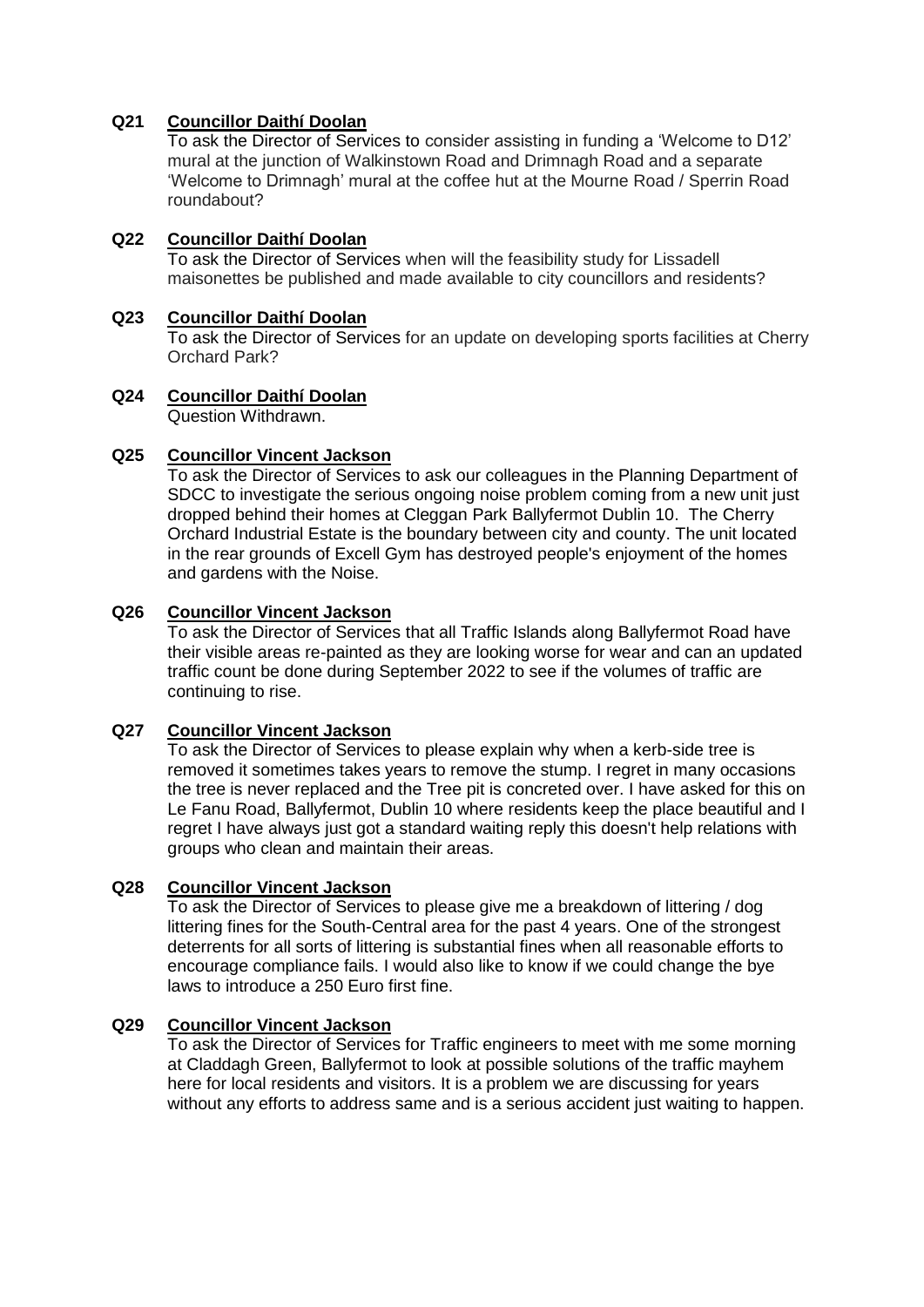**Q21 Councillor Daithí Doolan**

To ask the Director of Services to consider assisting in funding a 'Welcome to D12' mural at the junction of Walkinstown Road and Drimnagh Road and a separate 'Welcome to Drimnagh' mural at the coffee hut at the Mourne Road / Sperrin Road roundabout?

**Q22 Councillor Daithí Doolan**

To ask the Director of Services when will the feasibility study for Lissadell maisonettes be published and made available to city councillors and residents?

**Q23 Councillor Daithí Doolan**

To ask the Director of Services for an update on developing sports facilities at Cherry Orchard Park?

**Q24 Councillor Daithí Doolan**

Question Withdrawn.

**Q25 Councillor Vincent Jackson**

To ask the Director of Services to ask our colleagues in the Planning Department of SDCC to investigate the serious ongoing noise problem coming from a new unit just dropped behind their homes at Cleggan Park Ballyfermot Dublin 10. The Cherry Orchard Industrial Estate is the boundary between city and county. The unit located in the rear grounds of Excell Gym has destroyed people's enjoyment of the homes and gardens with the Noise.

**Q26 Councillor Vincent Jackson**

To ask the Director of Services that all Traffic Islands along Ballyfermot Road have their visible areas re-painted as they are looking worse for wear and can an updated traffic count be done during September 2022 to see if the volumes of traffic are continuing to rise.

**Q27 Councillor Vincent Jackson**

To ask the Director of Services to please explain why when a kerb-side tree is removed it sometimes takes years to remove the stump. I regret in many occasions the tree is never replaced and the Tree pit is concreted over. I have asked for this on Le Fanu Road, Ballyfermot, Dublin 10 where residents keep the place beautiful and I regret I have always just got a standard waiting reply this doesn't help relations with groups who clean and maintain their areas.

**Q28 Councillor Vincent Jackson**

To ask the Director of Services to please give me a breakdown of littering / dog littering fines for the South-Central area for the past 4 years. One of the strongest deterrents for all sorts of littering is substantial fines when all reasonable efforts to encourage compliance fails. I would also like to know if we could change the bye laws to introduce a 250 Euro first fine.

**Q29 Councillor Vincent Jackson**

To ask the Director of Services for Traffic engineers to meet with me some morning at Claddagh Green, Ballyfermot to look at possible solutions of the traffic mayhem here for local residents and visitors. It is a problem we are discussing for years without any efforts to address same and is a serious accident just waiting to happen.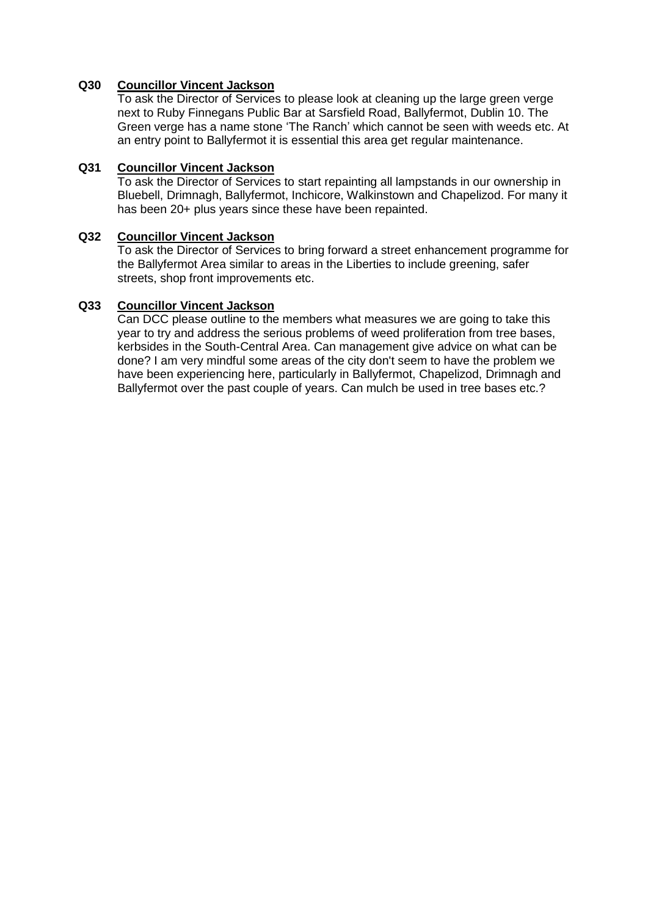**Q30 Councillor Vincent Jackson**

To ask the Director of Services to please look at cleaning up the large green verge next to Ruby Finnegans Public Bar at Sarsfield Road, Ballyfermot, Dublin 10. The Green verge has a name stone 'The Ranch' which cannot be seen with weeds etc. At an entry point to Ballyfermot it is essential this area get regular maintenance.

**Q31 Councillor Vincent Jackson**

To ask the Director of Services to start repainting all lampstands in our ownership in Bluebell, Drimnagh, Ballyfermot, Inchicore, Walkinstown and Chapelizod. For many it has been 20+ plus years since these have been repainted.

**Q32 Councillor Vincent Jackson**

To ask the Director of Services to bring forward a street enhancement programme for the Ballyfermot Area similar to areas in the Liberties to include greening, safer streets, shop front improvements etc.

**Q33 Councillor Vincent Jackson**

Can DCC please outline to the members what measures we are going to take this year to try and address the serious problems of weed proliferation from tree bases, kerbsides in the South-Central Area. Can management give advice on what can be done? I am very mindful some areas of the city don't seem to have the problem we have been experiencing here, particularly in Ballyfermot, Chapelizod, Drimnagh and Ballyfermot over the past couple of years. Can mulch be used in tree bases etc.?